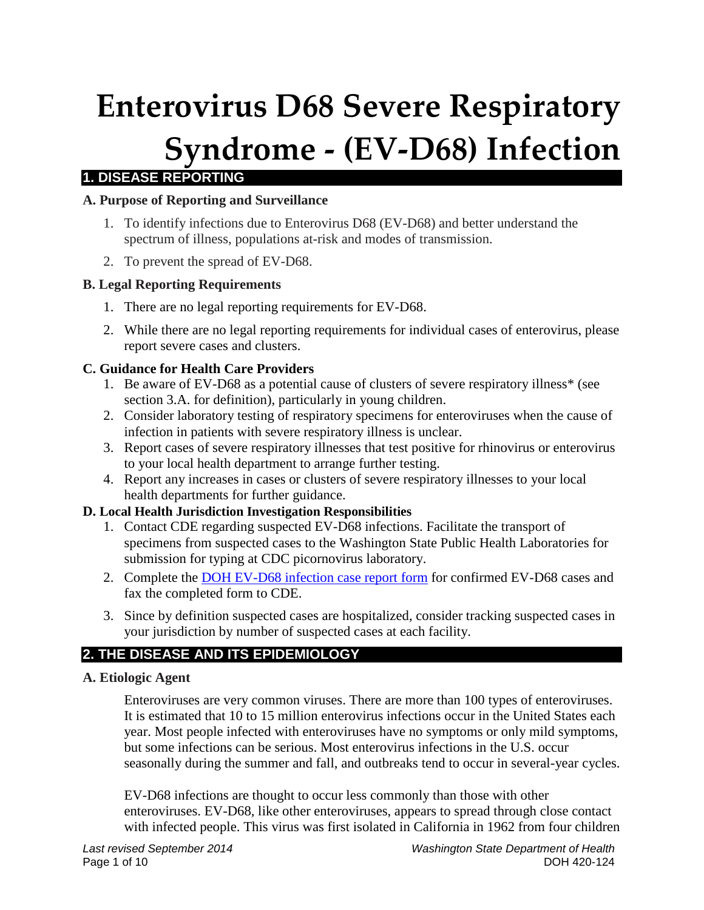# Enterovirus D68 Severe Respiratory Syndrome - (EV-D68) Infection

## 1. DISEASE REPORTING

### A. Purpose of Reporting and Surveillance

1. To identify infections due to Enterovirus D68 (EV-D68) and better understand the spectrum of illness, populations at-risk and modes of transmission.
2. To prevent the spread of EV-D68.

### B. Legal Reporting Requirements

1. There are no legal reporting requirements for EV-D68.
2. While there are no legal reporting requirements for individual cases of enterovirus, please report severe cases and clusters.

### C. Guidance for Health Care Providers

1. Be aware of EV-D68 as a potential cause of clusters of severe respiratory illness* (see section 3.A. for definition), particularly in young children.
2. Consider laboratory testing of respiratory specimens for enteroviruses when the cause of infection in patients with severe respiratory illness is unclear.
3. Report cases of severe respiratory illnesses that test positive for rhinovirus or enterovirus to your local health department to arrange further testing.
4. Report any increases in cases or clusters of severe respiratory illnesses to your local health departments for further guidance.

### D. Local Health Jurisdiction Investigation Responsibilities

1. Contact CDE regarding suspected EV-D68 infections. Facilitate the transport of specimens from suspected cases to the Washington State Public Health Laboratories for submission for typing at CDC picornovirus laboratory.
2. Complete the DOH EV-D68 infection case report form for confirmed EV-D68 cases and fax the completed form to CDE.
3. Since by definition suspected cases are hospitalized, consider tracking suspected cases in your jurisdiction by number of suspected cases at each facility.

## 2. THE DISEASE AND ITS EPIDEMIOLOGY

### A. Etiologic Agent

Enteroviruses are very common viruses. There are more than 100 types of enteroviruses. It is estimated that 10 to 15 million enterovirus infections occur in the United States each year. Most people infected with enteroviruses have no symptoms or only mild symptoms, but some infections can be serious. Most enterovirus infections in the U.S. occur seasonally during the summer and fall, and outbreaks tend to occur in several-year cycles.

EV-D68 infections are thought to occur less commonly than those with other enteroviruses. EV-D68, like other enteroviruses, appears to spread through close contact with infected people. This virus was first isolated in California in 1962 from four children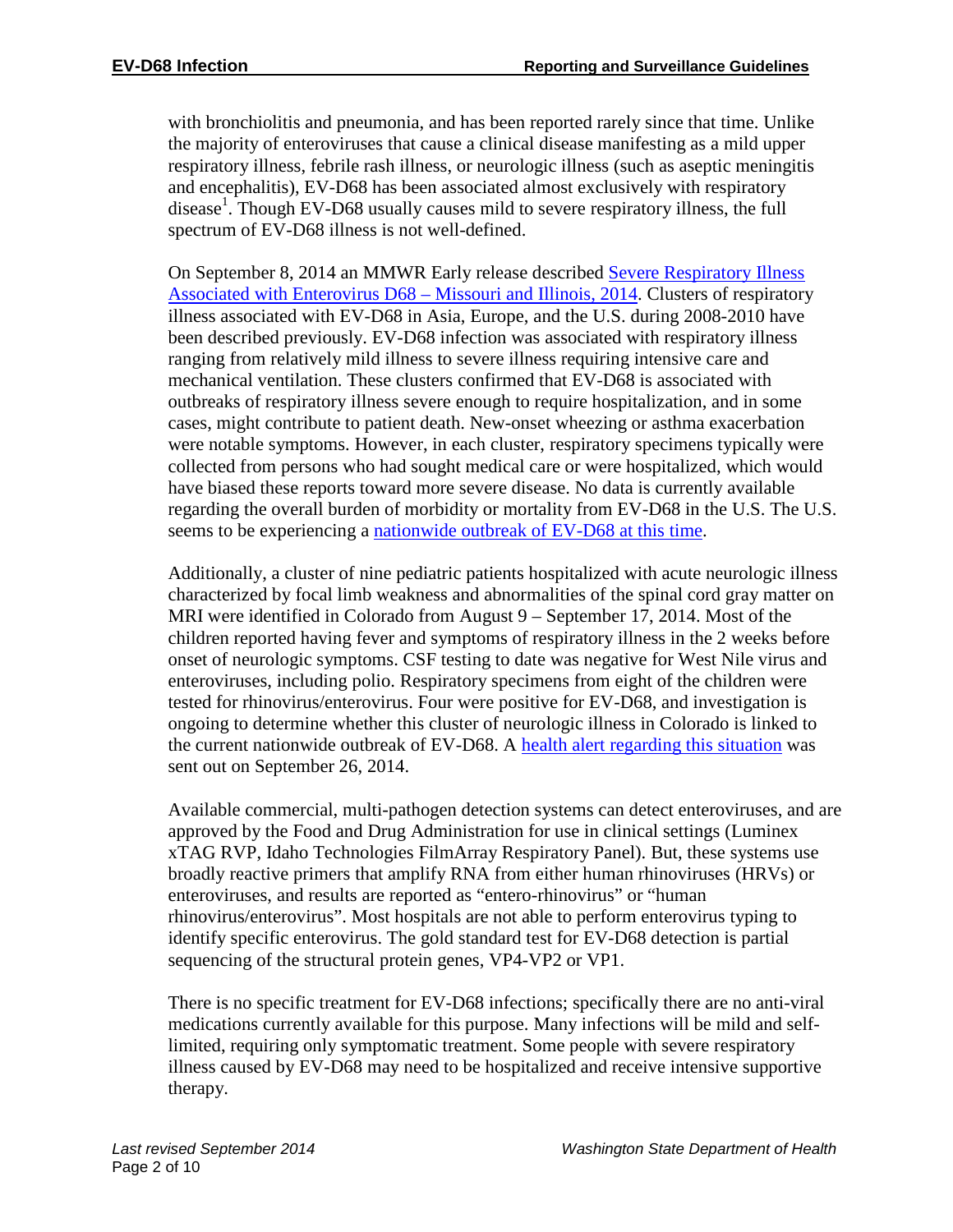with bronchiolitis and pneumonia, and has been reported rarely since that time. Unlike the majority of enteroviruses that cause a clinical disease manifesting as a mild upper respiratory illness, febrile rash illness, or neurologic illness (such as aseptic meningitis and encephalitis), EV-D68 has been associated almost exclusively with respiratory disease[1]. Though EV-D68 usually causes mild to severe respiratory illness, the full spectrum of EV-D68 illness is not well-defined.

On September 8, 2014 an MMWR Early release described Severe Respiratory Illness Associated with Enterovirus D68 – Missouri and Illinois, 2014. Clusters of respiratory illness associated with EV-D68 in Asia, Europe, and the U.S. during 2008-2010 have been described previously. EV-D68 infection was associated with respiratory illness ranging from relatively mild illness to severe illness requiring intensive care and mechanical ventilation. These clusters confirmed that EV-D68 is associated with outbreaks of respiratory illness severe enough to require hospitalization, and in some cases, might contribute to patient death. New-onset wheezing or asthma exacerbation were notable symptoms. However, in each cluster, respiratory specimens typically were collected from persons who had sought medical care or were hospitalized, which would have biased these reports toward more severe disease. No data is currently available regarding the overall burden of morbidity or mortality from EV-D68 in the U.S. The U.S. seems to be experiencing a nationwide outbreak of EV-D68 at this time.

Additionally, a cluster of nine pediatric patients hospitalized with acute neurologic illness characterized by focal limb weakness and abnormalities of the spinal cord gray matter on MRI were identified in Colorado from August 9 – September 17, 2014. Most of the children reported having fever and symptoms of respiratory illness in the 2 weeks before onset of neurologic symptoms. CSF testing to date was negative for West Nile virus and enteroviruses, including polio. Respiratory specimens from eight of the children were tested for rhinovirus/enterovirus. Four were positive for EV-D68, and investigation is ongoing to determine whether this cluster of neurologic illness in Colorado is linked to the current nationwide outbreak of EV-D68. A health alert regarding this situation was sent out on September 26, 2014.

Available commercial, multi-pathogen detection systems can detect enteroviruses, and are approved by the Food and Drug Administration for use in clinical settings (Luminex xTAG RVP, Idaho Technologies FilmArray Respiratory Panel). But, these systems use broadly reactive primers that amplify RNA from either human rhinoviruses (HRVs) or enteroviruses, and results are reported as "entero-rhinovirus" or "human rhinovirus/enterovirus". Most hospitals are not able to perform enterovirus typing to identify specific enterovirus. The gold standard test for EV-D68 detection is partial sequencing of the structural protein genes, VP4-VP2 or VP1.

There is no specific treatment for EV-D68 infections; specifically there are no anti-viral medications currently available for this purpose. Many infections will be mild and self-limited, requiring only symptomatic treatment. Some people with severe respiratory illness caused by EV-D68 may need to be hospitalized and receive intensive supportive therapy.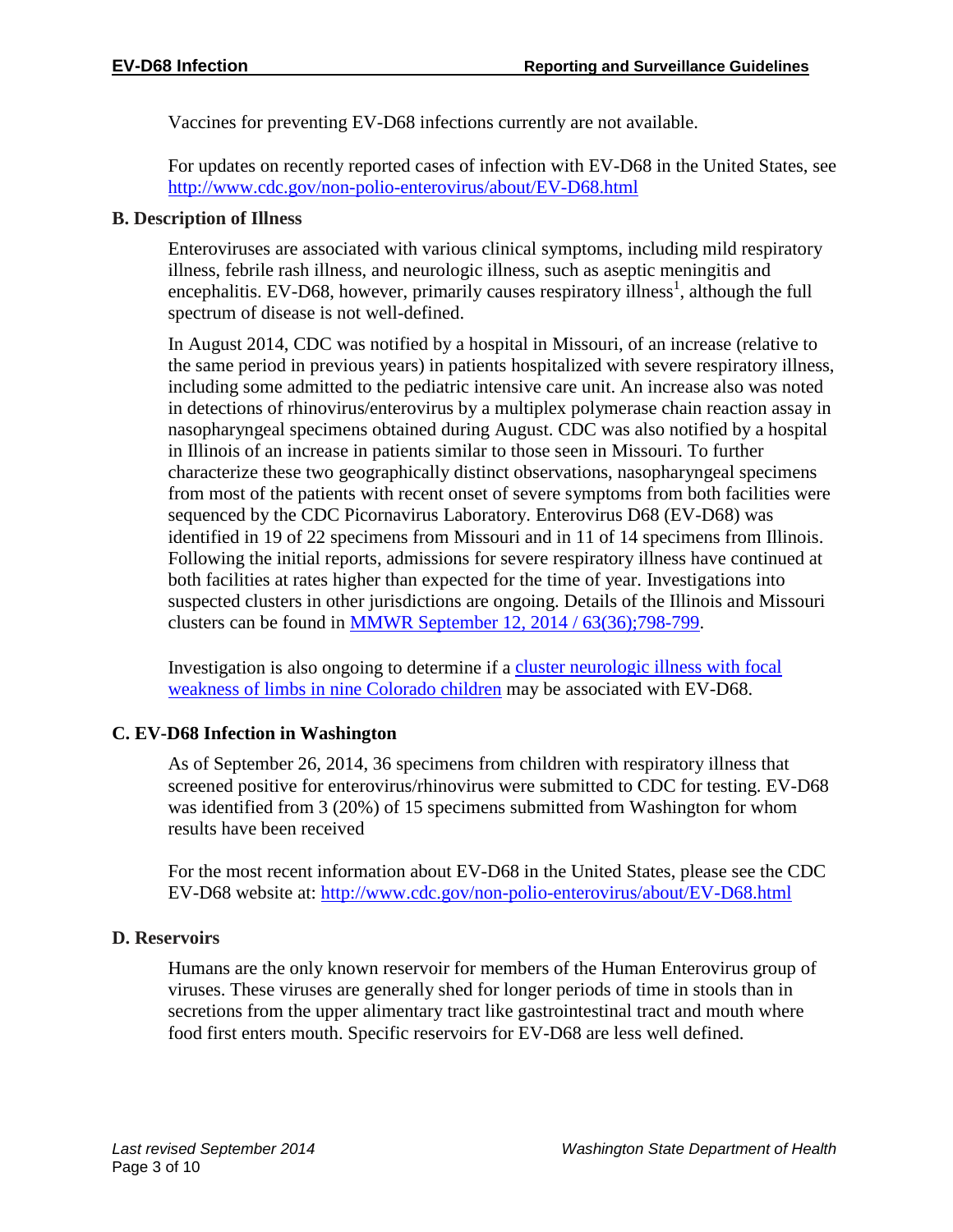Vaccines for preventing EV-D68 infections currently are not available.

For updates on recently reported cases of infection with EV-D68 in the United States, see http://www.cdc.gov/non-polio-enterovirus/about/EV-D68.html

### B. Description of Illness

Enteroviruses are associated with various clinical symptoms, including mild respiratory illness, febrile rash illness, and neurologic illness, such as aseptic meningitis and encephalitis. EV-D68, however, primarily causes respiratory illness[1], although the full spectrum of disease is not well-defined.

In August 2014, CDC was notified by a hospital in Missouri, of an increase (relative to the same period in previous years) in patients hospitalized with severe respiratory illness, including some admitted to the pediatric intensive care unit. An increase also was noted in detections of rhinovirus/enterovirus by a multiplex polymerase chain reaction assay in nasopharyngeal specimens obtained during August. CDC was also notified by a hospital in Illinois of an increase in patients similar to those seen in Missouri. To further characterize these two geographically distinct observations, nasopharyngeal specimens from most of the patients with recent onset of severe symptoms from both facilities were sequenced by the CDC Picornavirus Laboratory. Enterovirus D68 (EV-D68) was identified in 19 of 22 specimens from Missouri and in 11 of 14 specimens from Illinois. Following the initial reports, admissions for severe respiratory illness have continued at both facilities at rates higher than expected for the time of year. Investigations into suspected clusters in other jurisdictions are ongoing. Details of the Illinois and Missouri clusters can be found in MMWR September 12, 2014 / 63(36);798-799.

Investigation is also ongoing to determine if a cluster neurologic illness with focal weakness of limbs in nine Colorado children may be associated with EV-D68.

### C. EV-D68 Infection in Washington

As of September 26, 2014, 36 specimens from children with respiratory illness that screened positive for enterovirus/rhinovirus were submitted to CDC for testing. EV-D68 was identified from 3 (20%) of 15 specimens submitted from Washington for whom results have been received

For the most recent information about EV-D68 in the United States, please see the CDC EV-D68 website at: http://www.cdc.gov/non-polio-enterovirus/about/EV-D68.html

### D. Reservoirs

Humans are the only known reservoir for members of the Human Enterovirus group of viruses. These viruses are generally shed for longer periods of time in stools than in secretions from the upper alimentary tract like gastrointestinal tract and mouth where food first enters mouth. Specific reservoirs for EV-D68 are less well defined.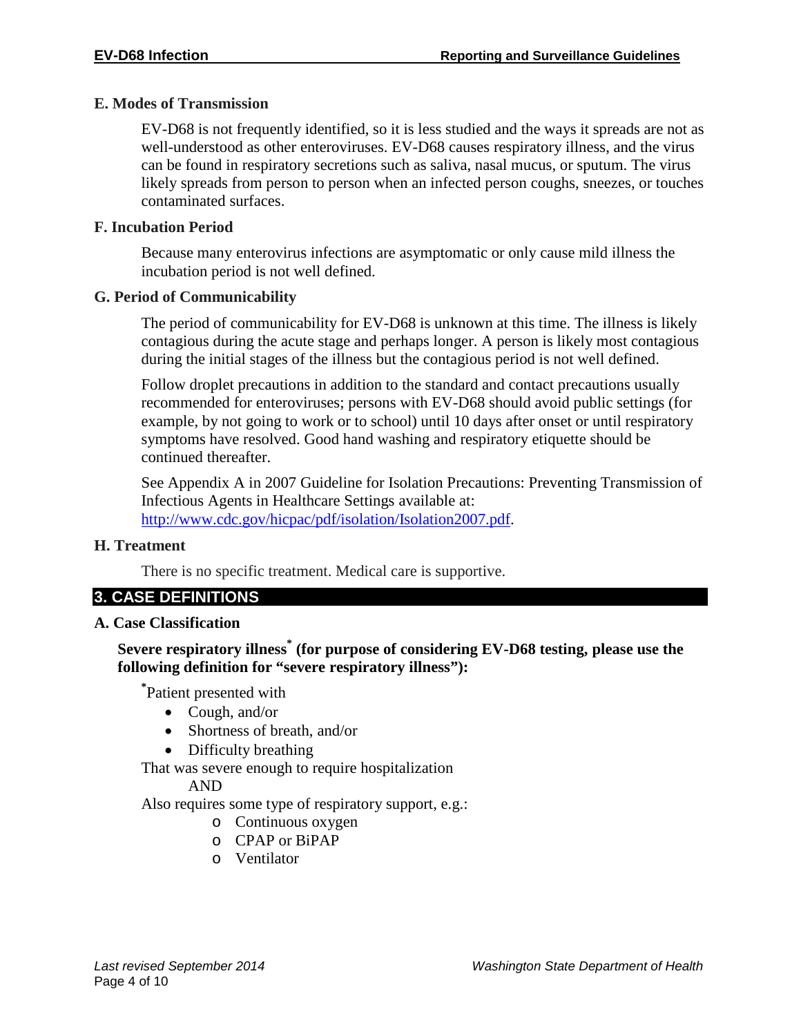### E. Modes of Transmission

EV-D68 is not frequently identified, so it is less studied and the ways it spreads are not as well-understood as other enteroviruses. EV-D68 causes respiratory illness, and the virus can be found in respiratory secretions such as saliva, nasal mucus, or sputum. The virus likely spreads from person to person when an infected person coughs, sneezes, or touches contaminated surfaces.

### F. Incubation Period

Because many enterovirus infections are asymptomatic or only cause mild illness the incubation period is not well defined.

### G. Period of Communicability

The period of communicability for EV-D68 is unknown at this time. The illness is likely contagious during the acute stage and perhaps longer. A person is likely most contagious during the initial stages of the illness but the contagious period is not well defined.

Follow droplet precautions in addition to the standard and contact precautions usually recommended for enteroviruses; persons with EV-D68 should avoid public settings (for example, by not going to work or to school) until 10 days after onset or until respiratory symptoms have resolved. Good hand washing and respiratory etiquette should be continued thereafter.

See Appendix A in 2007 Guideline for Isolation Precautions: Preventing Transmission of Infectious Agents in Healthcare Settings available at: http://www.cdc.gov/hicpac/pdf/isolation/Isolation2007.pdf.

### H. Treatment

There is no specific treatment. Medical care is supportive.

## 3. CASE DEFINITIONS

### A. Case Classification

**Severe respiratory illness* (for purpose of considering EV-D68 testing, please use the following definition for "severe respiratory illness"):**

*Patient presented with

- Cough, and/or
- Shortness of breath, and/or
- Difficulty breathing

That was severe enough to require hospitalization

AND

Also requires some type of respiratory support, e.g.:

- Continuous oxygen
- CPAP or BiPAP
- Ventilator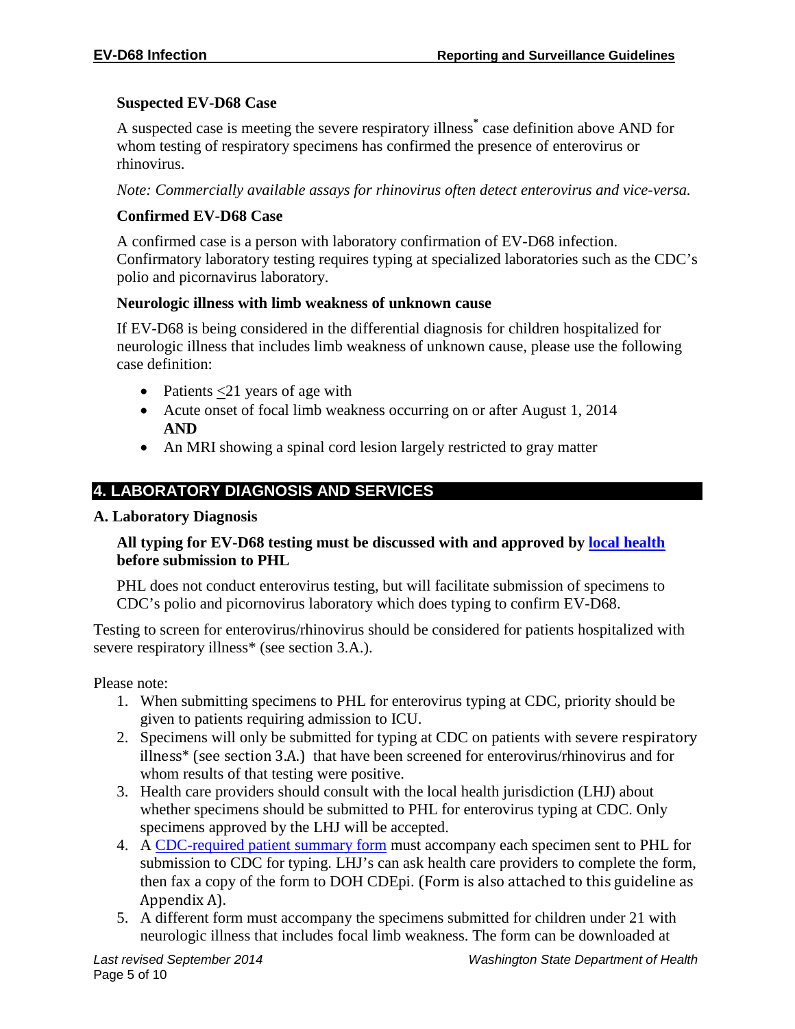### Suspected EV-D68 Case

A suspected case is meeting the severe respiratory illness* case definition above AND for whom testing of respiratory specimens has confirmed the presence of enterovirus or rhinovirus.

*Note: Commercially available assays for rhinovirus often detect enterovirus and vice-versa.*

### Confirmed EV-D68 Case

A confirmed case is a person with laboratory confirmation of EV-D68 infection. Confirmatory laboratory testing requires typing at specialized laboratories such as the CDC's polio and picornavirus laboratory.

### Neurologic illness with limb weakness of unknown cause

If EV-D68 is being considered in the differential diagnosis for children hospitalized for neurologic illness that includes limb weakness of unknown cause, please use the following case definition:

- Patients ≤21 years of age with
- Acute onset of focal limb weakness occurring on or after August 1, 2014 **AND**
- An MRI showing a spinal cord lesion largely restricted to gray matter

## 4. LABORATORY DIAGNOSIS AND SERVICES

### A. Laboratory Diagnosis

**All typing for EV-D68 testing must be discussed with and approved by local health before submission to PHL**

PHL does not conduct enterovirus testing, but will facilitate submission of specimens to CDC's polio and picornovirus laboratory which does typing to confirm EV-D68.

Testing to screen for enterovirus/rhinovirus should be considered for patients hospitalized with severe respiratory illness* (see section 3.A.).

Please note:

1. When submitting specimens to PHL for enterovirus typing at CDC, priority should be given to patients requiring admission to ICU.
2. Specimens will only be submitted for typing at CDC on patients with severe respiratory illness* (see section 3.A.) that have been screened for enterovirus/rhinovirus and for whom results of that testing were positive.
3. Health care providers should consult with the local health jurisdiction (LHJ) about whether specimens should be submitted to PHL for enterovirus typing at CDC. Only specimens approved by the LHJ will be accepted.
4. A CDC-required patient summary form must accompany each specimen sent to PHL for submission to CDC for typing. LHJ's can ask health care providers to complete the form, then fax a copy of the form to DOH CDEpi. (Form is also attached to this guideline as Appendix A).
5. A different form must accompany the specimens submitted for children under 21 with neurologic illness that includes focal limb weakness. The form can be downloaded at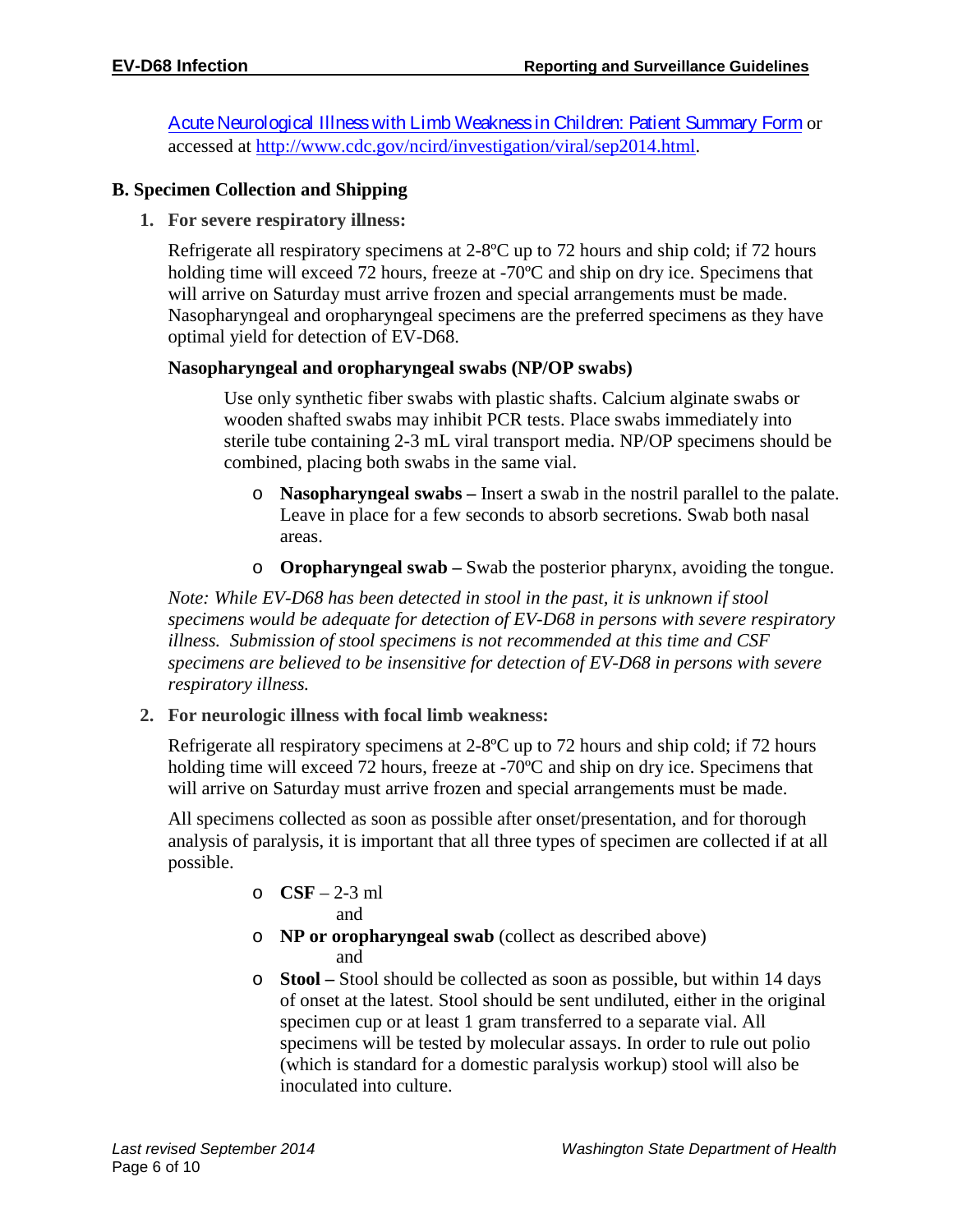[Acute Neurological Illness with Limb Weakness in Children: Patient Summary Form] or accessed at http://www.cdc.gov/ncird/investigation/viral/sep2014.html.

### B. Specimen Collection and Shipping

1. **For severe respiratory illness:**

   Refrigerate all respiratory specimens at 2-8ºC up to 72 hours and ship cold; if 72 hours holding time will exceed 72 hours, freeze at -70ºC and ship on dry ice. Specimens that will arrive on Saturday must arrive frozen and special arrangements must be made. Nasopharyngeal and oropharyngeal specimens are the preferred specimens as they have optimal yield for detection of EV-D68.

   **Nasopharyngeal and oropharyngeal swabs (NP/OP swabs)**

   Use only synthetic fiber swabs with plastic shafts. Calcium alginate swabs or wooden shafted swabs may inhibit PCR tests. Place swabs immediately into sterile tube containing 2-3 mL viral transport media. NP/OP specimens should be combined, placing both swabs in the same vial.

   - **Nasopharyngeal swabs –** Insert a swab in the nostril parallel to the palate. Leave in place for a few seconds to absorb secretions. Swab both nasal areas.
   - **Oropharyngeal swab –** Swab the posterior pharynx, avoiding the tongue.

   *Note: While EV-D68 has been detected in stool in the past, it is unknown if stool specimens would be adequate for detection of EV-D68 in persons with severe respiratory illness. Submission of stool specimens is not recommended at this time and CSF specimens are believed to be insensitive for detection of EV-D68 in persons with severe respiratory illness.*

2. **For neurologic illness with focal limb weakness:**

   Refrigerate all respiratory specimens at 2-8ºC up to 72 hours and ship cold; if 72 hours holding time will exceed 72 hours, freeze at -70ºC and ship on dry ice. Specimens that will arrive on Saturday must arrive frozen and special arrangements must be made.

   All specimens collected as soon as possible after onset/presentation, and for thorough analysis of paralysis, it is important that all three types of specimen are collected if at all possible.

   - **CSF** – 2-3 ml

     and
   - **NP or oropharyngeal swab** (collect as described above)

     and
   - **Stool –** Stool should be collected as soon as possible, but within 14 days of onset at the latest. Stool should be sent undiluted, either in the original specimen cup or at least 1 gram transferred to a separate vial. All specimens will be tested by molecular assays. In order to rule out polio (which is standard for a domestic paralysis workup) stool will also be inoculated into culture.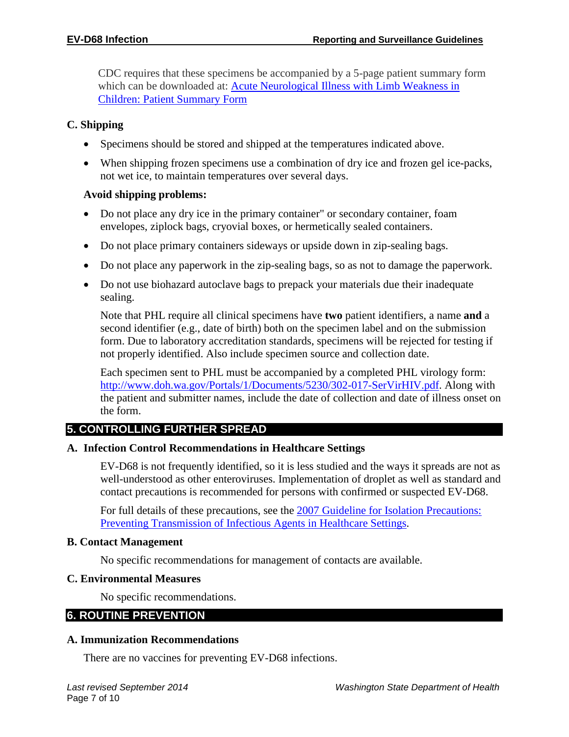CDC requires that these specimens be accompanied by a 5-page patient summary form which can be downloaded at: [Acute Neurological Illness with Limb Weakness in Children: Patient Summary Form](#)

### C. Shipping

- Specimens should be stored and shipped at the temperatures indicated above.
- When shipping frozen specimens use a combination of dry ice and frozen gel ice-packs, not wet ice, to maintain temperatures over several days.

**Avoid shipping problems:**

- Do not place any dry ice in the primary container" or secondary container, foam envelopes, ziplock bags, cryovial boxes, or hermetically sealed containers.
- Do not place primary containers sideways or upside down in zip-sealing bags.
- Do not place any paperwork in the zip-sealing bags, so as not to damage the paperwork.
- Do not use biohazard autoclave bags to prepack your materials due their inadequate sealing.

  Note that PHL require all clinical specimens have **two** patient identifiers, a name **and** a second identifier (e.g., date of birth) both on the specimen label and on the submission form. Due to laboratory accreditation standards, specimens will be rejected for testing if not properly identified. Also include specimen source and collection date.

  Each specimen sent to PHL must be accompanied by a completed PHL virology form: http://www.doh.wa.gov/Portals/1/Documents/5230/302-017-SerVirHIV.pdf. Along with the patient and submitter names, include the date of collection and date of illness onset on the form.

## 5. CONTROLLING FURTHER SPREAD

### A. Infection Control Recommendations in Healthcare Settings

EV-D68 is not frequently identified, so it is less studied and the ways it spreads are not as well-understood as other enteroviruses. Implementation of droplet as well as standard and contact precautions is recommended for persons with confirmed or suspected EV-D68.

For full details of these precautions, see the [2007 Guideline for Isolation Precautions: Preventing Transmission of Infectious Agents in Healthcare Settings](#).

### B. Contact Management

No specific recommendations for management of contacts are available.

### C. Environmental Measures

No specific recommendations.

## 6. ROUTINE PREVENTION

### A. Immunization Recommendations

There are no vaccines for preventing EV-D68 infections.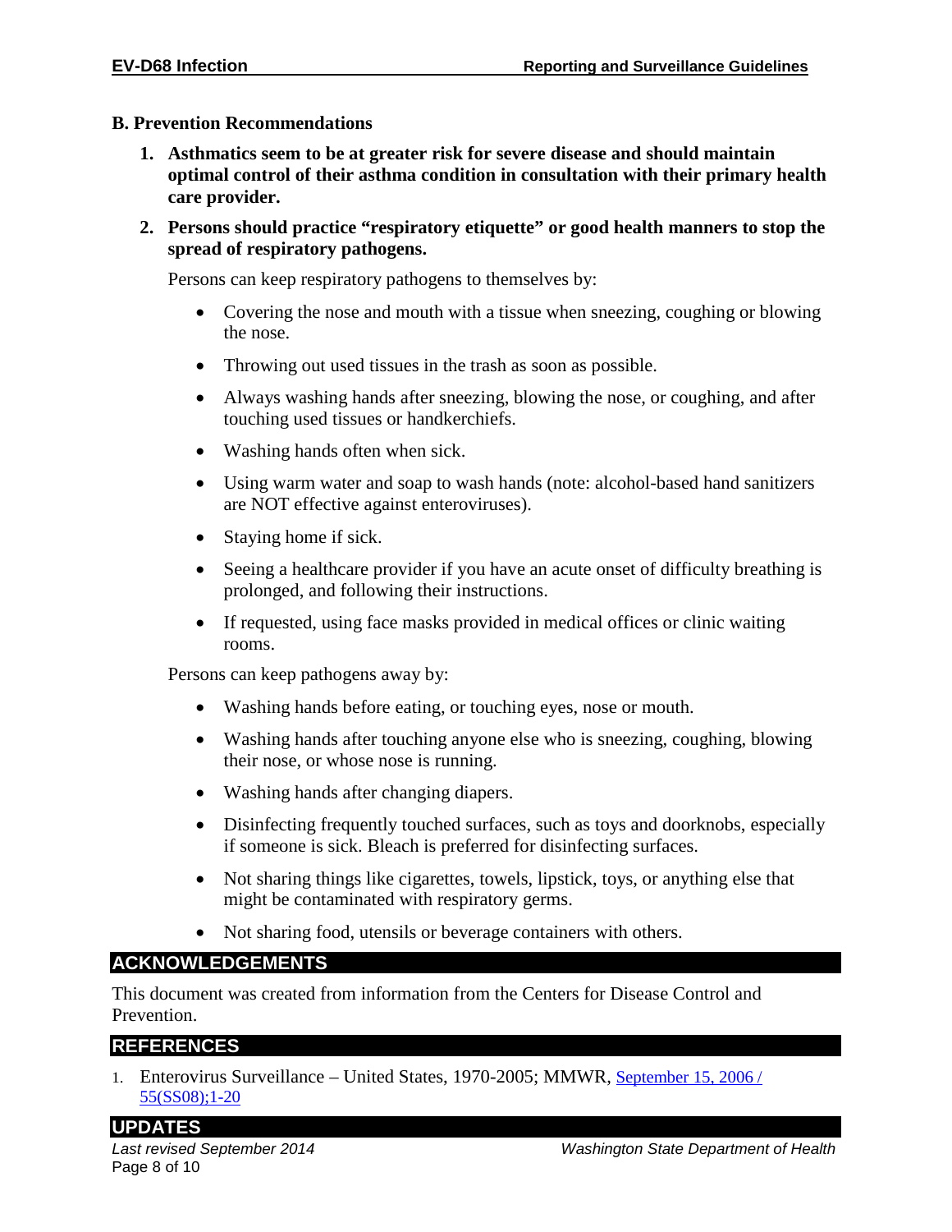### B. Prevention Recommendations

1. **Asthmatics seem to be at greater risk for severe disease and should maintain optimal control of their asthma condition in consultation with their primary health care provider.**

2. **Persons should practice "respiratory etiquette" or good health manners to stop the spread of respiratory pathogens.**

   Persons can keep respiratory pathogens to themselves by:

   - Covering the nose and mouth with a tissue when sneezing, coughing or blowing the nose.
   - Throwing out used tissues in the trash as soon as possible.
   - Always washing hands after sneezing, blowing the nose, or coughing, and after touching used tissues or handkerchiefs.
   - Washing hands often when sick.
   - Using warm water and soap to wash hands (note: alcohol-based hand sanitizers are NOT effective against enteroviruses).
   - Staying home if sick.
   - Seeing a healthcare provider if you have an acute onset of difficulty breathing is prolonged, and following their instructions.
   - If requested, using face masks provided in medical offices or clinic waiting rooms.

   Persons can keep pathogens away by:

   - Washing hands before eating, or touching eyes, nose or mouth.
   - Washing hands after touching anyone else who is sneezing, coughing, blowing their nose, or whose nose is running.
   - Washing hands after changing diapers.
   - Disinfecting frequently touched surfaces, such as toys and doorknobs, especially if someone is sick. Bleach is preferred for disinfecting surfaces.
   - Not sharing things like cigarettes, towels, lipstick, toys, or anything else that might be contaminated with respiratory germs.
   - Not sharing food, utensils or beverage containers with others.

## ACKNOWLEDGEMENTS

This document was created from information from the Centers for Disease Control and Prevention.

## REFERENCES

1. Enterovirus Surveillance – United States, 1970-2005; MMWR, September 15, 2006 / 55(SS08);1-20

## UPDATES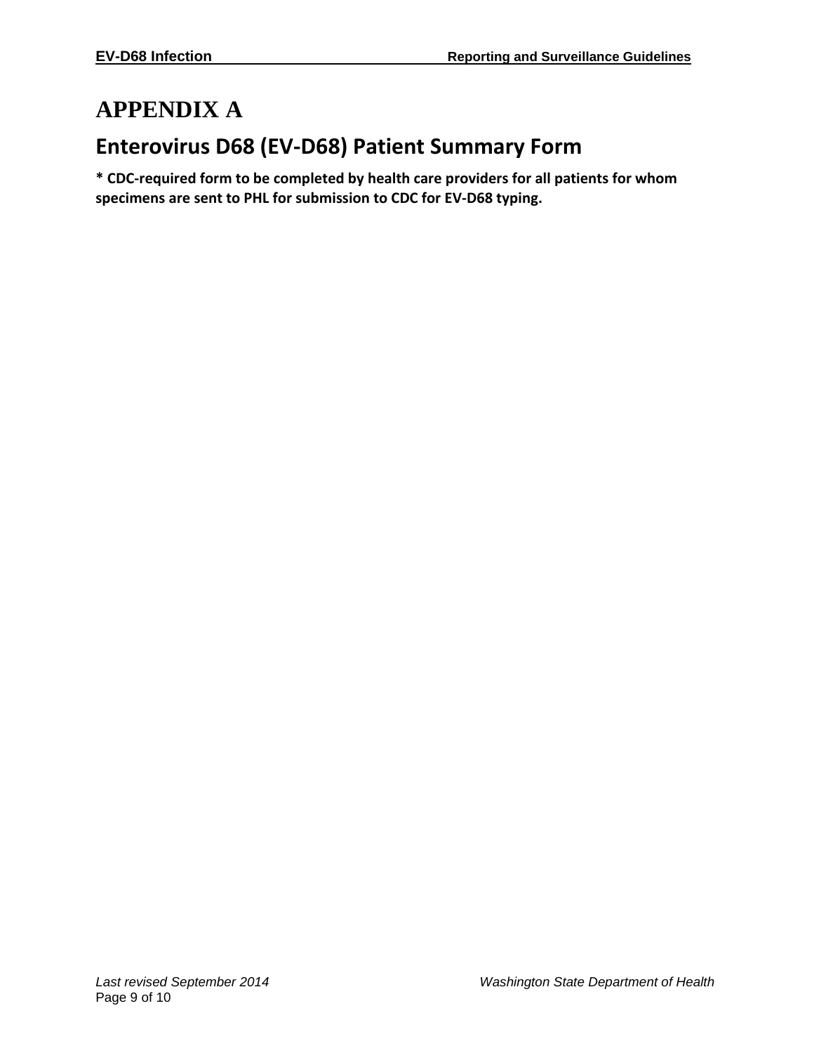# APPENDIX A

## Enterovirus D68 (EV-D68) Patient Summary Form

**\* CDC-required form to be completed by health care providers for all patients for whom specimens are sent to PHL for submission to CDC for EV-D68 typing.**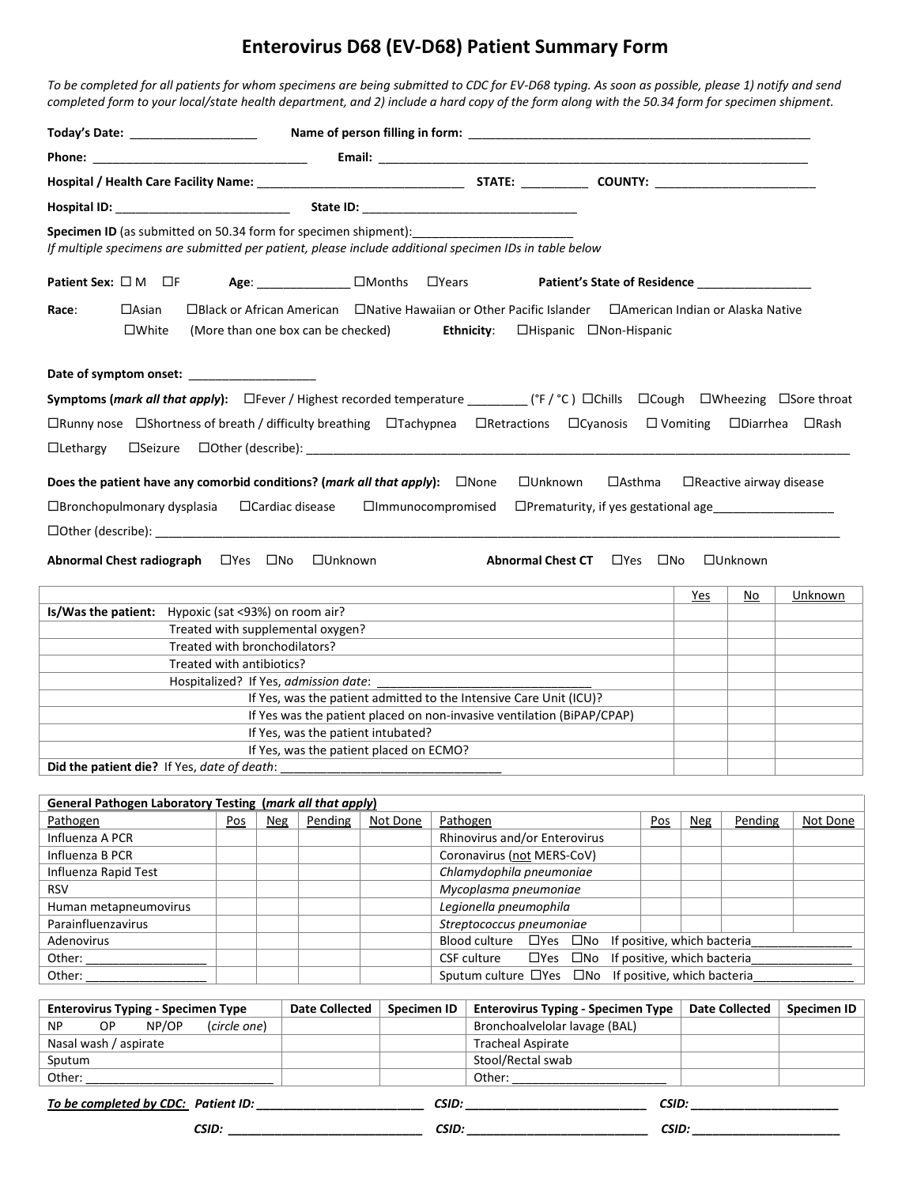# Enterovirus D68 (EV-D68) Patient Summary Form

*To be completed for all patients for whom specimens are being submitted to CDC for EV-D68 typing. As soon as possible, please 1) notify and send completed form to your local/state health department, and 2) include a hard copy of the form along with the 50.34 form for specimen shipment.*

**Today's Date:** ___________________ **Name of person filling in form:** ______________________________________________________

**Phone:** _________________________________ **Email:** __________________________________________________________________

**Hospital / Health Care Facility Name:** _______________________________ **STATE:** __________ **COUNTY:** ________________________

**Hospital ID:** __________________________ **State ID:** _________________________________

**Specimen ID** (as submitted on 50.34 form for specimen shipment):________________________
*If multiple specimens are submitted per patient, please include additional specimen IDs in table below*

**Patient Sex:** ☐ M ☐F **Age**: ______________ ☐Months ☐Years **Patient's State of Residence** _________________

**Race**: ☐Asian ☐Black or African American ☐Native Hawaiian or Other Pacific Islander ☐American Indian or Alaska Native ☐White (More than one box can be checked) **Ethnicity**: ☐Hispanic ☐Non-Hispanic

**Date of symptom onset:** ___________________

**Symptoms (*mark all that apply*):** ☐Fever / Highest recorded temperature _________ (°F / °C ) ☐Chills ☐Cough ☐Wheezing ☐Sore throat ☐Runny nose ☐Shortness of breath / difficulty breathing ☐Tachypnea ☐Retractions ☐Cyanosis ☐ Vomiting ☐Diarrhea ☐Rash ☐Lethargy ☐Seizure ☐Other (describe): ______________________________________________________________________________________

**Does the patient have any comorbid conditions? (*mark all that apply*):** ☐None ☐Unknown ☐Asthma ☐Reactive airway disease ☐Bronchopulmonary dysplasia ☐Cardiac disease ☐Immunocompromised ☐Prematurity, if yes gestational age__________________ ☐Other (describe): ________________________________________________________________________________________________________

**Abnormal Chest radiograph** ☐Yes ☐No ☐Unknown **Abnormal Chest CT** ☐Yes ☐No ☐Unknown

| | Yes | No | Unknown |
|---|---|---|---|
| **Is/Was the patient:** Hypoxic (sat <93%) on room air? | | | |
| Treated with supplemental oxygen? | | | |
| Treated with bronchodilators? | | | |
| Treated with antibiotics? | | | |
| Hospitalized? If Yes, *admission date*: _______________________________ | | | |
| If Yes, was the patient admitted to the Intensive Care Unit (ICU)? | | | |
| If Yes was the patient placed on non-invasive ventilation (BiPAP/CPAP) | | | |
| If Yes, was the patient intubated? | | | |
| If Yes, was the patient placed on ECMO? | | | |
| **Did the patient die?** If Yes, *date of death*: _________________________________ | | | |

| **General Pathogen Laboratory Testing (*mark all that apply*)** | | | | | | | | | |
|---|---|---|---|---|---|---|---|---|---|
| Pathogen | Pos | Neg | Pending | Not Done | Pathogen | Pos | Neg | Pending | Not Done |
| Influenza A PCR | | | | | Rhinovirus and/or Enterovirus | | | | |
| Influenza B PCR | | | | | Coronavirus (not MERS-CoV) | | | | |
| Influenza Rapid Test | | | | | *Chlamydophila pneumoniae* | | | | |
| RSV | | | | | *Mycoplasma pneumoniae* | | | | |
| Human metapneumovirus | | | | | *Legionella pneumophila* | | | | |
| Parainfluenzavirus | | | | | *Streptococcus pneumoniae* | | | | |
| Adenovirus | | | | | Blood culture ☐Yes ☐No If positive, which bacteria_______________ | | | | |
| Other: __________________ | | | | | CSF culture ☐Yes ☐No If positive, which bacteria_______________ | | | | |
| Other: __________________ | | | | | Sputum culture ☐Yes ☐No If positive, which bacteria_______________ | | | | |

| Enterovirus Typing - Specimen Type | Date Collected | Specimen ID | Enterovirus Typing - Specimen Type | Date Collected | Specimen ID |
|---|---|---|---|---|---|
| NP OP NP/OP (*circle one*) | | | Bronchoalvelolar lavage (BAL) | | |
| Nasal wash / aspirate | | | Tracheal Aspirate | | |
| Sputum | | | Stool/Rectal swab | | |
| Other: ____________________________ | | | Other: _______________________ | | |

***To be completed by CDC:*** ***Patient ID:*** _________________________ ***CSID:*** ___________________________ ***CSID:*** ______________________

***CSID:*** _____________________________ ***CSID:*** ___________________________ ***CSID:*** ______________________